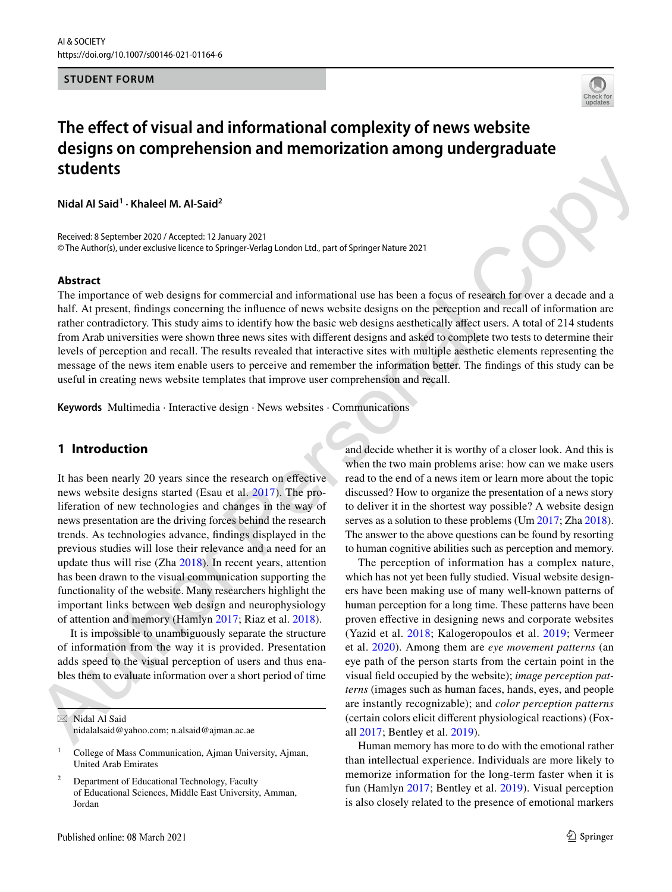STUDENT FORUM

# The effect of visual and informational complexity of news website designs on comprehension and memorization among undergraduate students

**Nidal Al Said[1] · Khaleel M. Al-Said[2]**

Received: 8 September 2020 / Accepted: 12 January 2021
© The Author(s), under exclusive licence to Springer-Verlag London Ltd., part of Springer Nature 2021

## Abstract

The importance of web designs for commercial and informational use has been a focus of research for over a decade and a half. At present, findings concerning the influence of news website designs on the perception and recall of information are rather contradictory. This study aims to identify how the basic web designs aesthetically affect users. A total of 214 students from Arab universities were shown three news sites with different designs and asked to complete two tests to determine their levels of perception and recall. The results revealed that interactive sites with multiple aesthetic elements representing the message of the news item enable users to perceive and remember the information better. The findings of this study can be useful in creating news website templates that improve user comprehension and recall.

**Keywords** Multimedia · Interactive design · News websites · Communications

## 1 Introduction

It has been nearly 20 years since the research on effective news website designs started (Esau et al. 2017). The proliferation of new technologies and changes in the way of news presentation are the driving forces behind the research trends. As technologies advance, findings displayed in the previous studies will lose their relevance and a need for an update thus will rise (Zha 2018). In recent years, attention has been drawn to the visual communication supporting the functionality of the website. Many researchers highlight the important links between web design and neurophysiology of attention and memory (Hamlyn 2017; Riaz et al. 2018).

It is impossible to unambiguously separate the structure of information from the way it is provided. Presentation adds speed to the visual perception of users and thus enables them to evaluate information over a short period of time and decide whether it is worthy of a closer look. And this is when the two main problems arise: how can we make users read to the end of a news item or learn more about the topic discussed? How to organize the presentation of a news story to deliver it in the shortest way possible? A website design serves as a solution to these problems (Um 2017; Zha 2018). The answer to the above questions can be found by resorting to human cognitive abilities such as perception and memory.

The perception of information has a complex nature, which has not yet been fully studied. Visual website designers have been making use of many well-known patterns of human perception for a long time. These patterns have been proven effective in designing news and corporate websites (Yazid et al. 2018; Kalogeropoulos et al. 2019; Vermeer et al. 2020). Among them are *eye movement patterns* (an eye path of the person starts from the certain point in the visual field occupied by the website); *image perception patterns* (images such as human faces, hands, eyes, and people are instantly recognizable); and *color perception patterns* (certain colors elicit different physiological reactions) (Foxall 2017; Bentley et al. 2019).

Human memory has more to do with the emotional rather than intellectual experience. Individuals are more likely to memorize information for the long-term faster when it is fun (Hamlyn 2017; Bentley et al. 2019). Visual perception is also closely related to the presence of emotional markers

---

✉ Nidal Al Said
nidalalsaid@yahoo.com; n.alsaid@ajman.ac.ae

[1] College of Mass Communication, Ajman University, Ajman, United Arab Emirates

[2] Department of Educational Technology, Faculty of Educational Sciences, Middle East University, Amman, Jordan

Published online: 08 March 2021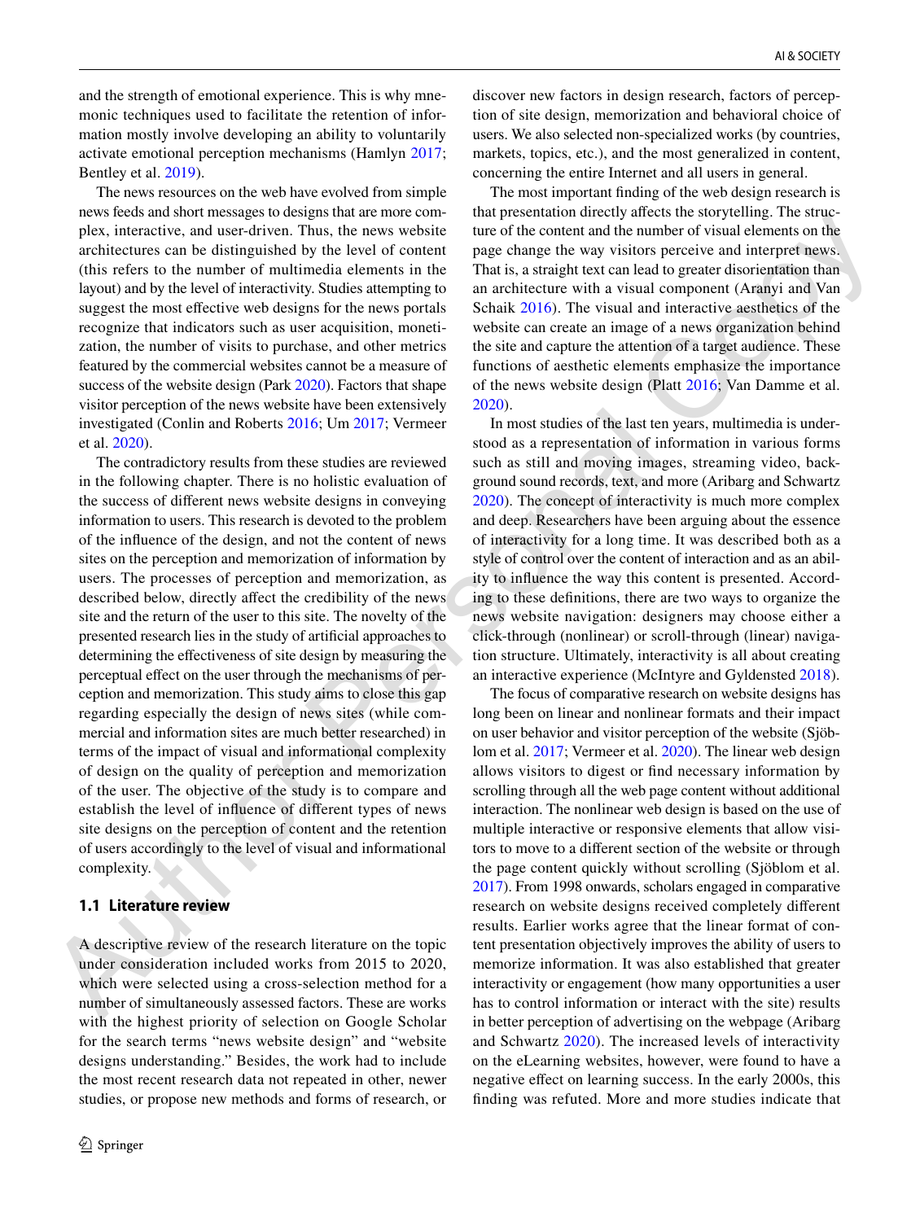and the strength of emotional experience. This is why mnemonic techniques used to facilitate the retention of information mostly involve developing an ability to voluntarily activate emotional perception mechanisms (Hamlyn 2017; Bentley et al. 2019).

The news resources on the web have evolved from simple news feeds and short messages to designs that are more complex, interactive, and user-driven. Thus, the news website architectures can be distinguished by the level of content (this refers to the number of multimedia elements in the layout) and by the level of interactivity. Studies attempting to suggest the most effective web designs for the news portals recognize that indicators such as user acquisition, monetization, the number of visits to purchase, and other metrics featured by the commercial websites cannot be a measure of success of the website design (Park 2020). Factors that shape visitor perception of the news website have been extensively investigated (Conlin and Roberts 2016; Um 2017; Vermeer et al. 2020).

The contradictory results from these studies are reviewed in the following chapter. There is no holistic evaluation of the success of different news website designs in conveying information to users. This research is devoted to the problem of the influence of the design, and not the content of news sites on the perception and memorization of information by users. The processes of perception and memorization, as described below, directly affect the credibility of the news site and the return of the user to this site. The novelty of the presented research lies in the study of artificial approaches to determining the effectiveness of site design by measuring the perceptual effect on the user through the mechanisms of perception and memorization. This study aims to close this gap regarding especially the design of news sites (while commercial and information sites are much better researched) in terms of the impact of visual and informational complexity of design on the quality of perception and memorization of the user. The objective of the study is to compare and establish the level of influence of different types of news site designs on the perception of content and the retention of users accordingly to the level of visual and informational complexity.

### 1.1 Literature review

A descriptive review of the research literature on the topic under consideration included works from 2015 to 2020, which were selected using a cross-selection method for a number of simultaneously assessed factors. These are works with the highest priority of selection on Google Scholar for the search terms "news website design" and "website designs understanding." Besides, the work had to include the most recent research data not repeated in other, newer studies, or propose new methods and forms of research, or discover new factors in design research, factors of perception of site design, memorization and behavioral choice of users. We also selected non-specialized works (by countries, markets, topics, etc.), and the most generalized in content, concerning the entire Internet and all users in general.

The most important finding of the web design research is that presentation directly affects the storytelling. The structure of the content and the number of visual elements on the page change the way visitors perceive and interpret news. That is, a straight text can lead to greater disorientation than an architecture with a visual component (Aranyi and Van Schaik 2016). The visual and interactive aesthetics of the website can create an image of a news organization behind the site and capture the attention of a target audience. These functions of aesthetic elements emphasize the importance of the news website design (Platt 2016; Van Damme et al. 2020).

In most studies of the last ten years, multimedia is understood as a representation of information in various forms such as still and moving images, streaming video, background sound records, text, and more (Aribarg and Schwartz 2020). The concept of interactivity is much more complex and deep. Researchers have been arguing about the essence of interactivity for a long time. It was described both as a style of control over the content of interaction and as an ability to influence the way this content is presented. According to these definitions, there are two ways to organize the news website navigation: designers may choose either a click-through (nonlinear) or scroll-through (linear) navigation structure. Ultimately, interactivity is all about creating an interactive experience (McIntyre and Gyldensted 2018).

The focus of comparative research on website designs has long been on linear and nonlinear formats and their impact on user behavior and visitor perception of the website (Sjöblom et al. 2017; Vermeer et al. 2020). The linear web design allows visitors to digest or find necessary information by scrolling through all the web page content without additional interaction. The nonlinear web design is based on the use of multiple interactive or responsive elements that allow visitors to move to a different section of the website or through the page content quickly without scrolling (Sjöblom et al. 2017). From 1998 onwards, scholars engaged in comparative research on website designs received completely different results. Earlier works agree that the linear format of content presentation objectively improves the ability of users to memorize information. It was also established that greater interactivity or engagement (how many opportunities a user has to control information or interact with the site) results in better perception of advertising on the webpage (Aribarg and Schwartz 2020). The increased levels of interactivity on the eLearning websites, however, were found to have a negative effect on learning success. In the early 2000s, this finding was refuted. More and more studies indicate that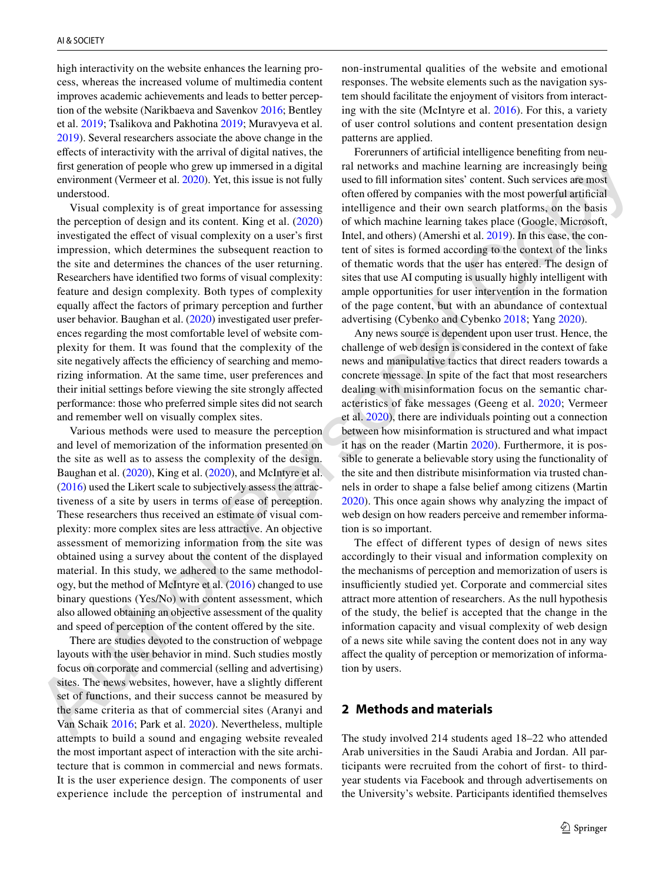high interactivity on the website enhances the learning process, whereas the increased volume of multimedia content improves academic achievements and leads to better perception of the website (Narikbaeva and Savenkov 2016; Bentley et al. 2019; Tsalikova and Pakhotina 2019; Muravyeva et al. 2019). Several researchers associate the above change in the effects of interactivity with the arrival of digital natives, the first generation of people who grew up immersed in a digital environment (Vermeer et al. 2020). Yet, this issue is not fully understood.

Visual complexity is of great importance for assessing the perception of design and its content. King et al. (2020) investigated the effect of visual complexity on a user's first impression, which determines the subsequent reaction to the site and determines the chances of the user returning. Researchers have identified two forms of visual complexity: feature and design complexity. Both types of complexity equally affect the factors of primary perception and further user behavior. Baughan et al. (2020) investigated user preferences regarding the most comfortable level of website complexity for them. It was found that the complexity of the site negatively affects the efficiency of searching and memorizing information. At the same time, user preferences and their initial settings before viewing the site strongly affected performance: those who preferred simple sites did not search and remember well on visually complex sites.

Various methods were used to measure the perception and level of memorization of the information presented on the site as well as to assess the complexity of the design. Baughan et al. (2020), King et al. (2020), and McIntyre et al. (2016) used the Likert scale to subjectively assess the attractiveness of a site by users in terms of ease of perception. These researchers thus received an estimate of visual complexity: more complex sites are less attractive. An objective assessment of memorizing information from the site was obtained using a survey about the content of the displayed material. In this study, we adhered to the same methodology, but the method of McIntyre et al. (2016) changed to use binary questions (Yes/No) with content assessment, which also allowed obtaining an objective assessment of the quality and speed of perception of the content offered by the site.

There are studies devoted to the construction of webpage layouts with the user behavior in mind. Such studies mostly focus on corporate and commercial (selling and advertising) sites. The news websites, however, have a slightly different set of functions, and their success cannot be measured by the same criteria as that of commercial sites (Aranyi and Van Schaik 2016; Park et al. 2020). Nevertheless, multiple attempts to build a sound and engaging website revealed the most important aspect of interaction with the site architecture that is common in commercial and news formats. It is the user experience design. The components of user experience include the perception of instrumental and non-instrumental qualities of the website and emotional responses. The website elements such as the navigation system should facilitate the enjoyment of visitors from interacting with the site (McIntyre et al. 2016). For this, a variety of user control solutions and content presentation design patterns are applied.

Forerunners of artificial intelligence benefiting from neural networks and machine learning are increasingly being used to fill information sites' content. Such services are most often offered by companies with the most powerful artificial intelligence and their own search platforms, on the basis of which machine learning takes place (Google, Microsoft, Intel, and others) (Amershi et al. 2019). In this case, the content of sites is formed according to the context of the links of thematic words that the user has entered. The design of sites that use AI computing is usually highly intelligent with ample opportunities for user intervention in the formation of the page content, but with an abundance of contextual advertising (Cybenko and Cybenko 2018; Yang 2020).

Any news source is dependent upon user trust. Hence, the challenge of web design is considered in the context of fake news and manipulative tactics that direct readers towards a concrete message. In spite of the fact that most researchers dealing with misinformation focus on the semantic characteristics of fake messages (Geeng et al. 2020; Vermeer et al. 2020), there are individuals pointing out a connection between how misinformation is structured and what impact it has on the reader (Martin 2020). Furthermore, it is possible to generate a believable story using the functionality of the site and then distribute misinformation via trusted channels in order to shape a false belief among citizens (Martin 2020). This once again shows why analyzing the impact of web design on how readers perceive and remember information is so important.

The effect of different types of design of news sites accordingly to their visual and information complexity on the mechanisms of perception and memorization of users is insufficiently studied yet. Corporate and commercial sites attract more attention of researchers. As the null hypothesis of the study, the belief is accepted that the change in the information capacity and visual complexity of web design of a news site while saving the content does not in any way affect the quality of perception or memorization of information by users.

## 2 Methods and materials

The study involved 214 students aged 18–22 who attended Arab universities in the Saudi Arabia and Jordan. All participants were recruited from the cohort of first- to third-year students via Facebook and through advertisements on the University's website. Participants identified themselves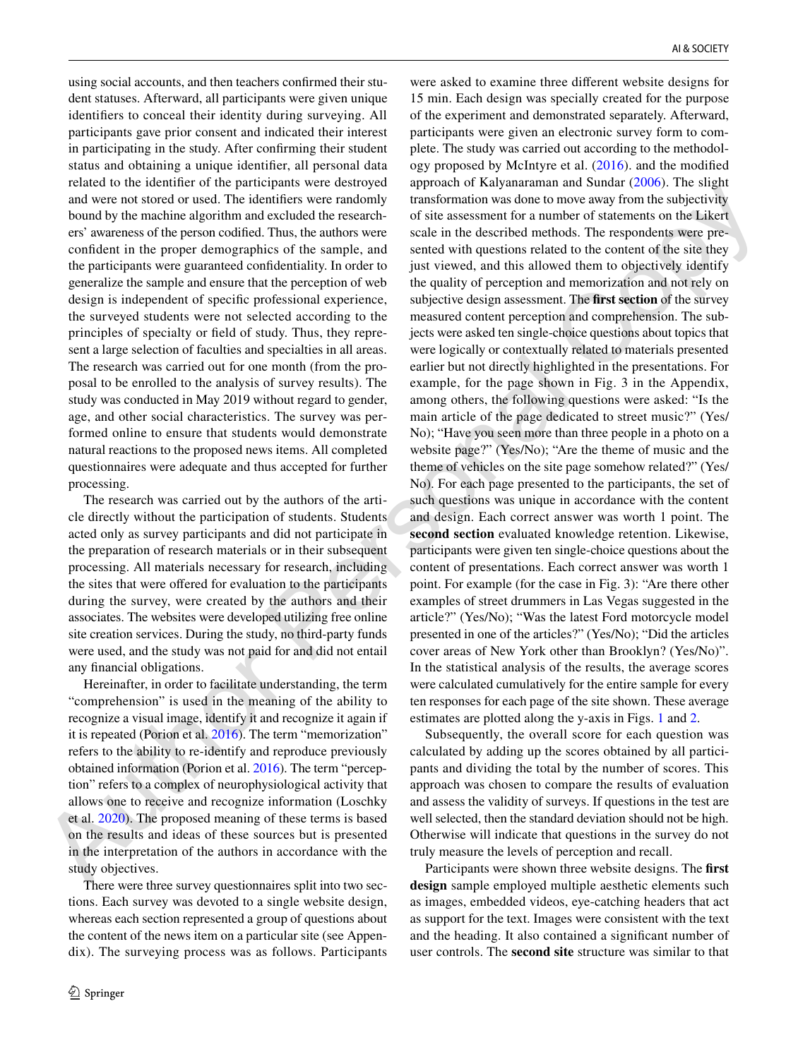using social accounts, and then teachers confirmed their student statuses. Afterward, all participants were given unique identifiers to conceal their identity during surveying. All participants gave prior consent and indicated their interest in participating in the study. After confirming their student status and obtaining a unique identifier, all personal data related to the identifier of the participants were destroyed and were not stored or used. The identifiers were randomly bound by the machine algorithm and excluded the researchers' awareness of the person codified. Thus, the authors were confident in the proper demographics of the sample, and the participants were guaranteed confidentiality. In order to generalize the sample and ensure that the perception of web design is independent of specific professional experience, the surveyed students were not selected according to the principles of specialty or field of study. Thus, they represent a large selection of faculties and specialties in all areas. The research was carried out for one month (from the proposal to be enrolled to the analysis of survey results). The study was conducted in May 2019 without regard to gender, age, and other social characteristics. The survey was performed online to ensure that students would demonstrate natural reactions to the proposed news items. All completed questionnaires were adequate and thus accepted for further processing.

The research was carried out by the authors of the article directly without the participation of students. Students acted only as survey participants and did not participate in the preparation of research materials or in their subsequent processing. All materials necessary for research, including the sites that were offered for evaluation to the participants during the survey, were created by the authors and their associates. The websites were developed utilizing free online site creation services. During the study, no third-party funds were used, and the study was not paid for and did not entail any financial obligations.

Hereinafter, in order to facilitate understanding, the term "comprehension" is used in the meaning of the ability to recognize a visual image, identify it and recognize it again if it is repeated (Porion et al. 2016). The term "memorization" refers to the ability to re-identify and reproduce previously obtained information (Porion et al. 2016). The term "perception" refers to a complex of neurophysiological activity that allows one to receive and recognize information (Loschky et al. 2020). The proposed meaning of these terms is based on the results and ideas of these sources but is presented in the interpretation of the authors in accordance with the study objectives.

There were three survey questionnaires split into two sections. Each survey was devoted to a single website design, whereas each section represented a group of questions about the content of the news item on a particular site (see Appendix). The surveying process was as follows. Participants were asked to examine three different website designs for 15 min. Each design was specially created for the purpose of the experiment and demonstrated separately. Afterward, participants were given an electronic survey form to complete. The study was carried out according to the methodology proposed by McIntyre et al. (2016). and the modified approach of Kalyanaraman and Sundar (2006). The slight transformation was done to move away from the subjectivity of site assessment for a number of statements on the Likert scale in the described methods. The respondents were presented with questions related to the content of the site they just viewed, and this allowed them to objectively identify the quality of perception and memorization and not rely on subjective design assessment. The **first section** of the survey measured content perception and comprehension. The subjects were asked ten single-choice questions about topics that were logically or contextually related to materials presented earlier but not directly highlighted in the presentations. For example, for the page shown in Fig. 3 in the Appendix, among others, the following questions were asked: "Is the main article of the page dedicated to street music?" (Yes/No); "Have you seen more than three people in a photo on a website page?" (Yes/No); "Are the theme of music and the theme of vehicles on the site page somehow related?" (Yes/No). For each page presented to the participants, the set of such questions was unique in accordance with the content and design. Each correct answer was worth 1 point. The **second section** evaluated knowledge retention. Likewise, participants were given ten single-choice questions about the content of presentations. Each correct answer was worth 1 point. For example (for the case in Fig. 3): "Are there other examples of street drummers in Las Vegas suggested in the article?" (Yes/No); "Was the latest Ford motorcycle model presented in one of the articles?" (Yes/No); "Did the articles cover areas of New York other than Brooklyn? (Yes/No)". In the statistical analysis of the results, the average scores were calculated cumulatively for the entire sample for every ten responses for each page of the site shown. These average estimates are plotted along the y-axis in Figs. 1 and 2.

Subsequently, the overall score for each question was calculated by adding up the scores obtained by all participants and dividing the total by the number of scores. This approach was chosen to compare the results of evaluation and assess the validity of surveys. If questions in the test are well selected, then the standard deviation should not be high. Otherwise will indicate that questions in the survey do not truly measure the levels of perception and recall.

Participants were shown three website designs. The **first design** sample employed multiple aesthetic elements such as images, embedded videos, eye-catching headers that act as support for the text. Images were consistent with the text and the heading. It also contained a significant number of user controls. The **second site** structure was similar to that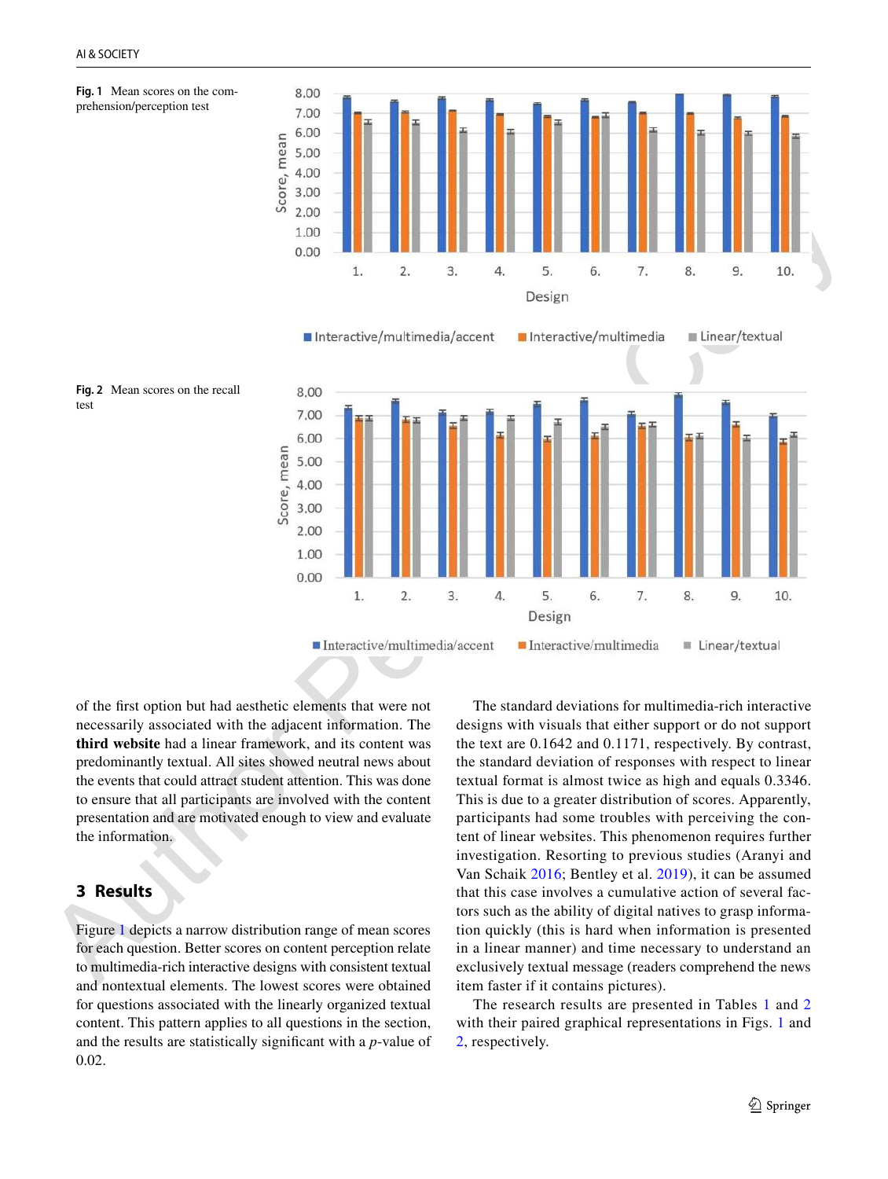Fig. 1 Mean scores on the comprehension/perception test

Fig. 2 Mean scores on the recall test

of the first option but had aesthetic elements that were not necessarily associated with the adjacent information. The **third website** had a linear framework, and its content was predominantly textual. All sites showed neutral news about the events that could attract student attention. This was done to ensure that all participants are involved with the content presentation and are motivated enough to view and evaluate the information.

## 3 Results

Figure 1 depicts a narrow distribution range of mean scores for each question. Better scores on content perception relate to multimedia-rich interactive designs with consistent textual and nontextual elements. The lowest scores were obtained for questions associated with the linearly organized textual content. This pattern applies to all questions in the section, and the results are statistically significant with a *p*-value of 0.02.

The standard deviations for multimedia-rich interactive designs with visuals that either support or do not support the text are 0.1642 and 0.1171, respectively. By contrast, the standard deviation of responses with respect to linear textual format is almost twice as high and equals 0.3346. This is due to a greater distribution of scores. Apparently, participants had some troubles with perceiving the content of linear websites. This phenomenon requires further investigation. Resorting to previous studies (Aranyi and Van Schaik 2016; Bentley et al. 2019), it can be assumed that this case involves a cumulative action of several factors such as the ability of digital natives to grasp information quickly (this is hard when information is presented in a linear manner) and time necessary to understand an exclusively textual message (readers comprehend the news item faster if it contains pictures).

The research results are presented in Tables 1 and 2 with their paired graphical representations in Figs. 1 and 2, respectively.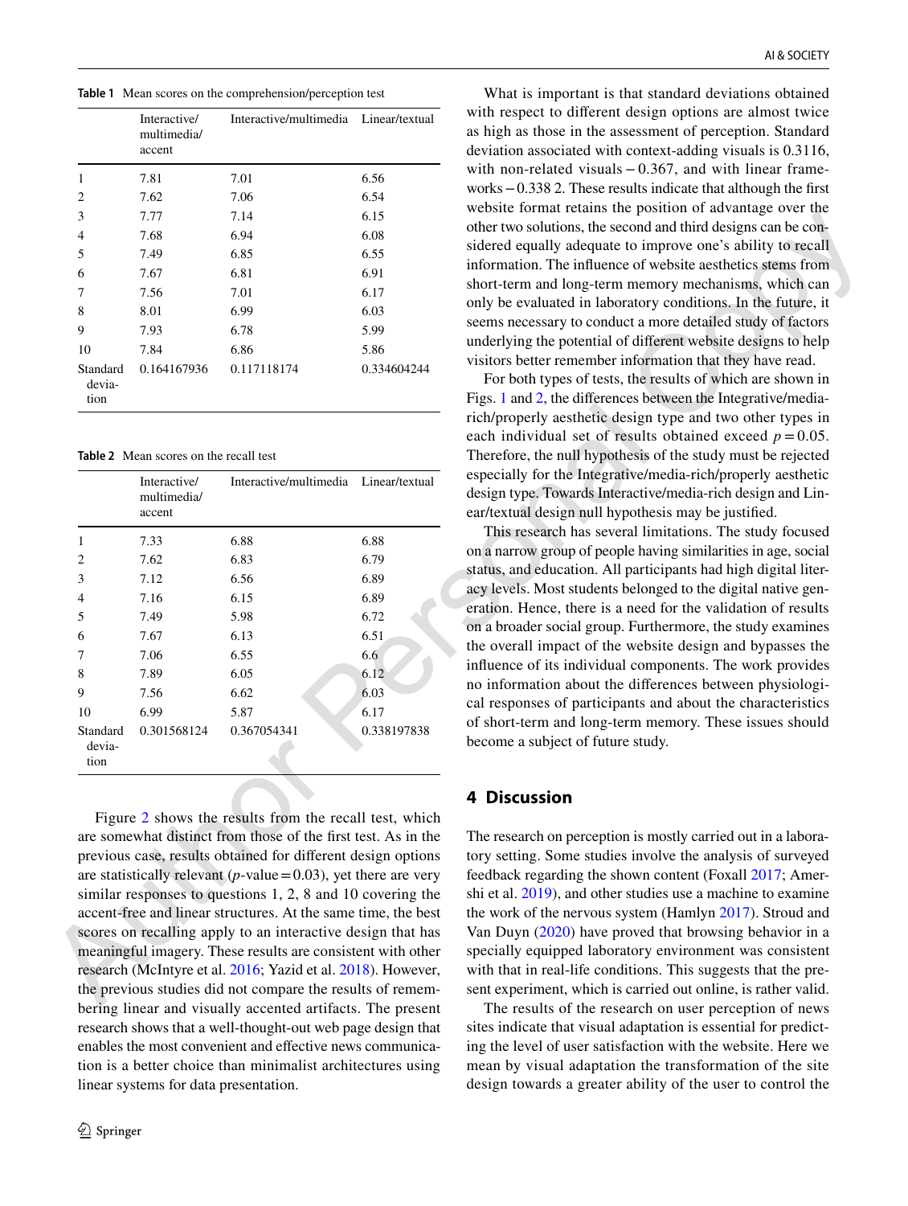**Table 1** Mean scores on the comprehension/perception test

| | Interactive/multimedia/accent | Interactive/multimedia | Linear/textual |
|---|---|---|---|
| 1 | 7.81 | 7.01 | 6.56 |
| 2 | 7.62 | 7.06 | 6.54 |
| 3 | 7.77 | 7.14 | 6.15 |
| 4 | 7.68 | 6.94 | 6.08 |
| 5 | 7.49 | 6.85 | 6.55 |
| 6 | 7.67 | 6.81 | 6.91 |
| 7 | 7.56 | 7.01 | 6.17 |
| 8 | 8.01 | 6.99 | 6.03 |
| 9 | 7.93 | 6.78 | 5.99 |
| 10 | 7.84 | 6.86 | 5.86 |
| Standard deviation | 0.164167936 | 0.117118174 | 0.334604244 |

**Table 2** Mean scores on the recall test

| | Interactive/multimedia/accent | Interactive/multimedia | Linear/textual |
|---|---|---|---|
| 1 | 7.33 | 6.88 | 6.88 |
| 2 | 7.62 | 6.83 | 6.79 |
| 3 | 7.12 | 6.56 | 6.89 |
| 4 | 7.16 | 6.15 | 6.89 |
| 5 | 7.49 | 5.98 | 6.72 |
| 6 | 7.67 | 6.13 | 6.51 |
| 7 | 7.06 | 6.55 | 6.6 |
| 8 | 7.89 | 6.05 | 6.12 |
| 9 | 7.56 | 6.62 | 6.03 |
| 10 | 6.99 | 5.87 | 6.17 |
| Standard deviation | 0.301568124 | 0.367054341 | 0.338197838 |

Figure 2 shows the results from the recall test, which are somewhat distinct from those of the first test. As in the previous case, results obtained for different design options are statistically relevant ($p$-value = 0.03), yet there are very similar responses to questions 1, 2, 8 and 10 covering the accent-free and linear structures. At the same time, the best scores on recalling apply to an interactive design that has meaningful imagery. These results are consistent with other research (McIntyre et al. 2016; Yazid et al. 2018). However, the previous studies did not compare the results of remembering linear and visually accented artifacts. The present research shows that a well-thought-out web page design that enables the most convenient and effective news communication is a better choice than minimalist architectures using linear systems for data presentation.

What is important is that standard deviations obtained with respect to different design options are almost twice as high as those in the assessment of perception. Standard deviation associated with context-adding visuals is 0.3116, with non-related visuals – 0.367, and with linear frameworks – 0.338 2. These results indicate that although the first website format retains the position of advantage over the other two solutions, the second and third designs can be considered equally adequate to improve one's ability to recall information. The influence of website aesthetics stems from short-term and long-term memory mechanisms, which can only be evaluated in laboratory conditions. In the future, it seems necessary to conduct a more detailed study of factors underlying the potential of different website designs to help visitors better remember information that they have read.

For both types of tests, the results of which are shown in Figs. 1 and 2, the differences between the Integrative/media-rich/properly aesthetic design type and two other types in each individual set of results obtained exceed $p = 0.05$. Therefore, the null hypothesis of the study must be rejected especially for the Integrative/media-rich/properly aesthetic design type. Towards Interactive/media-rich design and Linear/textual design null hypothesis may be justified.

This research has several limitations. The study focused on a narrow group of people having similarities in age, social status, and education. All participants had high digital literacy levels. Most students belonged to the digital native generation. Hence, there is a need for the validation of results on a broader social group. Furthermore, the study examines the overall impact of the website design and bypasses the influence of its individual components. The work provides no information about the differences between physiological responses of participants and about the characteristics of short-term and long-term memory. These issues should become a subject of future study.

## 4 Discussion

The research on perception is mostly carried out in a laboratory setting. Some studies involve the analysis of surveyed feedback regarding the shown content (Foxall 2017; Amershi et al. 2019), and other studies use a machine to examine the work of the nervous system (Hamlyn 2017). Stroud and Van Duyn (2020) have proved that browsing behavior in a specially equipped laboratory environment was consistent with that in real-life conditions. This suggests that the present experiment, which is carried out online, is rather valid.

The results of the research on user perception of news sites indicate that visual adaptation is essential for predicting the level of user satisfaction with the website. Here we mean by visual adaptation the transformation of the site design towards a greater ability of the user to control the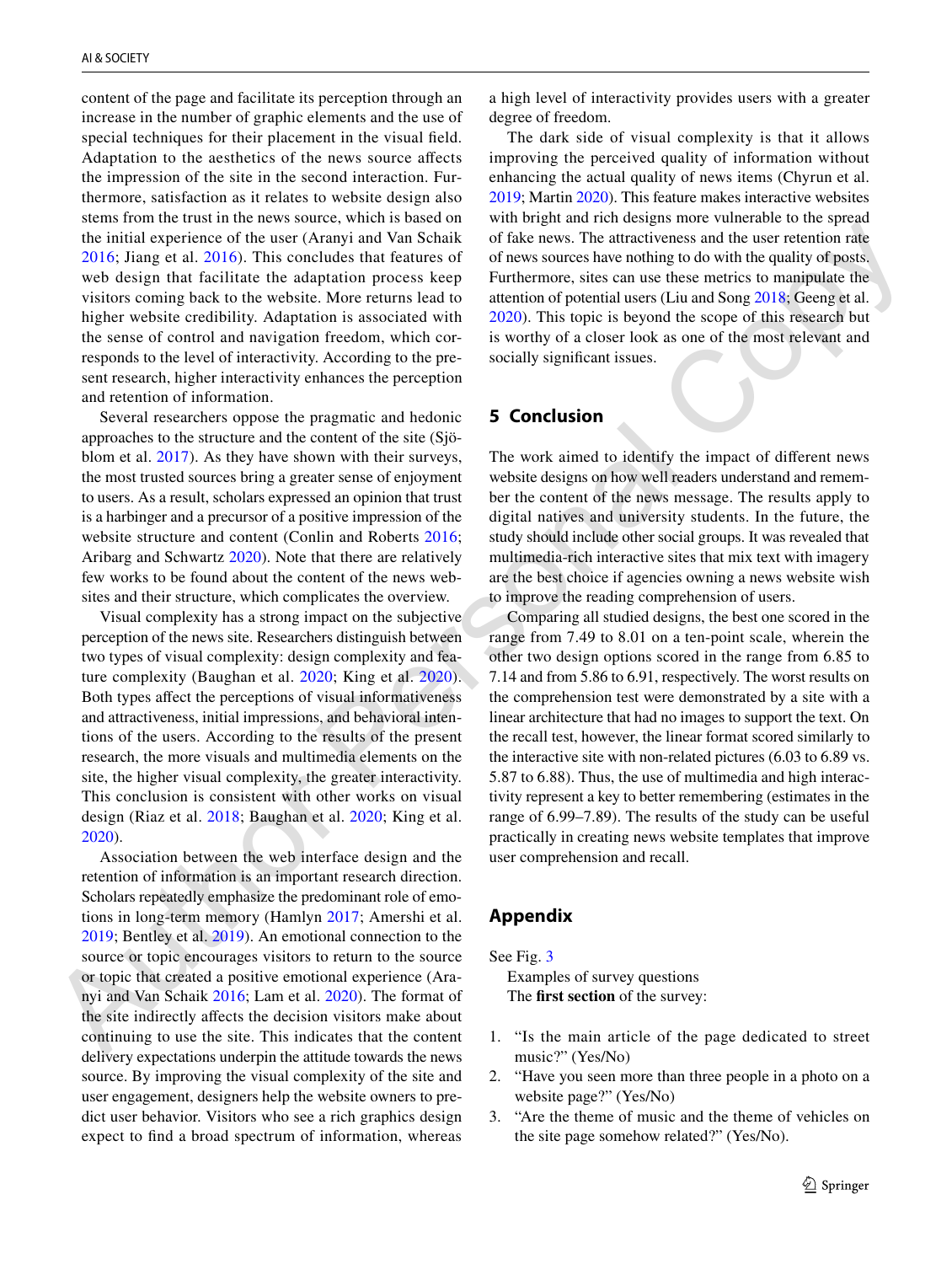content of the page and facilitate its perception through an increase in the number of graphic elements and the use of special techniques for their placement in the visual field. Adaptation to the aesthetics of the news source affects the impression of the site in the second interaction. Furthermore, satisfaction as it relates to website design also stems from the trust in the news source, which is based on the initial experience of the user (Aranyi and Van Schaik 2016; Jiang et al. 2016). This concludes that features of web design that facilitate the adaptation process keep visitors coming back to the website. More returns lead to higher website credibility. Adaptation is associated with the sense of control and navigation freedom, which corresponds to the level of interactivity. According to the present research, higher interactivity enhances the perception and retention of information.

Several researchers oppose the pragmatic and hedonic approaches to the structure and the content of the site (Sjöblom et al. 2017). As they have shown with their surveys, the most trusted sources bring a greater sense of enjoyment to users. As a result, scholars expressed an opinion that trust is a harbinger and a precursor of a positive impression of the website structure and content (Conlin and Roberts 2016; Aribarg and Schwartz 2020). Note that there are relatively few works to be found about the content of the news websites and their structure, which complicates the overview.

Visual complexity has a strong impact on the subjective perception of the news site. Researchers distinguish between two types of visual complexity: design complexity and feature complexity (Baughan et al. 2020; King et al. 2020). Both types affect the perceptions of visual informativeness and attractiveness, initial impressions, and behavioral intentions of the users. According to the results of the present research, the more visuals and multimedia elements on the site, the higher visual complexity, the greater interactivity. This conclusion is consistent with other works on visual design (Riaz et al. 2018; Baughan et al. 2020; King et al. 2020).

Association between the web interface design and the retention of information is an important research direction. Scholars repeatedly emphasize the predominant role of emotions in long-term memory (Hamlyn 2017; Amershi et al. 2019; Bentley et al. 2019). An emotional connection to the source or topic encourages visitors to return to the source or topic that created a positive emotional experience (Aranyi and Van Schaik 2016; Lam et al. 2020). The format of the site indirectly affects the decision visitors make about continuing to use the site. This indicates that the content delivery expectations underpin the attitude towards the news source. By improving the visual complexity of the site and user engagement, designers help the website owners to predict user behavior. Visitors who see a rich graphics design expect to find a broad spectrum of information, whereas a high level of interactivity provides users with a greater degree of freedom.

The dark side of visual complexity is that it allows improving the perceived quality of information without enhancing the actual quality of news items (Chyrun et al. 2019; Martin 2020). This feature makes interactive websites with bright and rich designs more vulnerable to the spread of fake news. The attractiveness and the user retention rate of news sources have nothing to do with the quality of posts. Furthermore, sites can use these metrics to manipulate the attention of potential users (Liu and Song 2018; Geeng et al. 2020). This topic is beyond the scope of this research but is worthy of a closer look as one of the most relevant and socially significant issues.

## 5 Conclusion

The work aimed to identify the impact of different news website designs on how well readers understand and remember the content of the news message. The results apply to digital natives and university students. In the future, the study should include other social groups. It was revealed that multimedia-rich interactive sites that mix text with imagery are the best choice if agencies owning a news website wish to improve the reading comprehension of users.

Comparing all studied designs, the best one scored in the range from 7.49 to 8.01 on a ten-point scale, wherein the other two design options scored in the range from 6.85 to 7.14 and from 5.86 to 6.91, respectively. The worst results on the comprehension test were demonstrated by a site with a linear architecture that had no images to support the text. On the recall test, however, the linear format scored similarly to the interactive site with non-related pictures (6.03 to 6.89 vs. 5.87 to 6.88). Thus, the use of multimedia and high interactivity represent a key to better remembering (estimates in the range of 6.99–7.89). The results of the study can be useful practically in creating news website templates that improve user comprehension and recall.

## Appendix

See Fig. 3

Examples of survey questions

The **first section** of the survey:

1. "Is the main article of the page dedicated to street music?" (Yes/No)
2. "Have you seen more than three people in a photo on a website page?" (Yes/No)
3. "Are the theme of music and the theme of vehicles on the site page somehow related?" (Yes/No).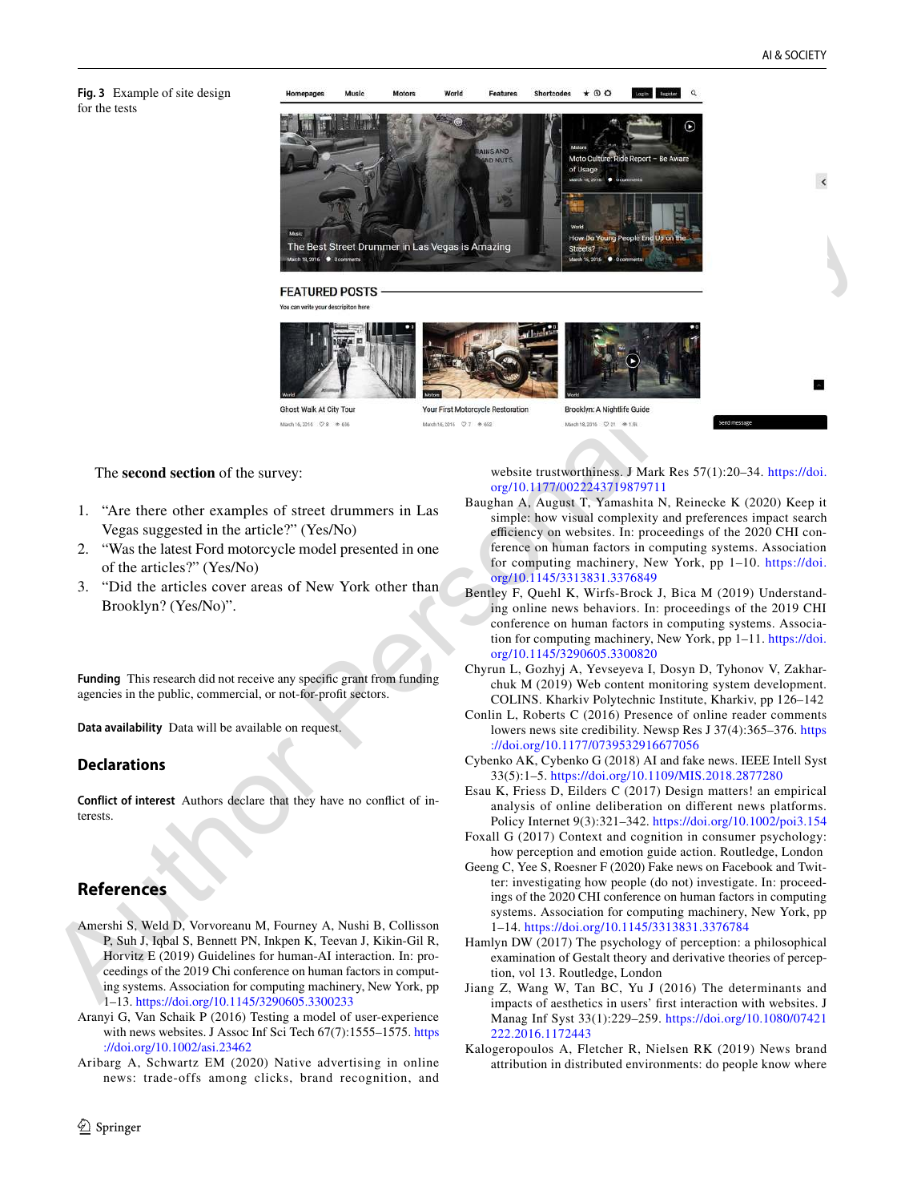Fig. 3 Example of site design for the tests

The **second section** of the survey:

1. "Are there other examples of street drummers in Las Vegas suggested in the article?" (Yes/No)
2. "Was the latest Ford motorcycle model presented in one of the articles?" (Yes/No)
3. "Did the articles cover areas of New York other than Brooklyn? (Yes/No)".

**Funding** This research did not receive any specific grant from funding agencies in the public, commercial, or not-for-profit sectors.

**Data availability** Data will be available on request.

## Declarations

**Conflict of interest** Authors declare that they have no conflict of interests.

## References

Amershi S, Weld D, Vorvoreanu M, Fourney A, Nushi B, Collisson P, Suh J, Iqbal S, Bennett PN, Inkpen K, Teevan J, Kikin-Gil R, Horvitz E (2019) Guidelines for human-AI interaction. In: proceedings of the 2019 Chi conference on human factors in computing systems. Association for computing machinery, New York, pp 1–13. https://doi.org/10.1145/3290605.3300233

Aranyi G, Van Schaik P (2016) Testing a model of user-experience with news websites. J Assoc Inf Sci Tech 67(7):1555–1575. https://doi.org/10.1002/asi.23462

Aribarg A, Schwartz EM (2020) Native advertising in online news: trade-offs among clicks, brand recognition, and website trustworthiness. J Mark Res 57(1):20–34. https://doi.org/10.1177/0022243719879711

Baughan A, August T, Yamashita N, Reinecke K (2020) Keep it simple: how visual complexity and preferences impact search efficiency on websites. In: proceedings of the 2020 CHI conference on human factors in computing systems. Association for computing machinery, New York, pp 1–10. https://doi.org/10.1145/3313831.3376849

Bentley F, Quehl K, Wirfs-Brock J, Bica M (2019) Understanding online news behaviors. In: proceedings of the 2019 CHI conference on human factors in computing systems. Association for computing machinery, New York, pp 1–11. https://doi.org/10.1145/3290605.3300820

Chyrun L, Gozhyj A, Yevseyeva I, Dosyn D, Tyhonov V, Zakharchuk M (2019) Web content monitoring system development. COLINS. Kharkiv Polytechnic Institute, Kharkiv, pp 126–142

Conlin L, Roberts C (2016) Presence of online reader comments lowers news site credibility. Newsp Res J 37(4):365–376. https://doi.org/10.1177/0739532916677056

Cybenko AK, Cybenko G (2018) AI and fake news. IEEE Intell Syst 33(5):1–5. https://doi.org/10.1109/MIS.2018.2877280

Esau K, Friess D, Eilders C (2017) Design matters! an empirical analysis of online deliberation on different news platforms. Policy Internet 9(3):321–342. https://doi.org/10.1002/poi3.154

Foxall G (2017) Context and cognition in consumer psychology: how perception and emotion guide action. Routledge, London

Geeng C, Yee S, Roesner F (2020) Fake news on Facebook and Twitter: investigating how people (do not) investigate. In: proceedings of the 2020 CHI conference on human factors in computing systems. Association for computing machinery, New York, pp 1–14. https://doi.org/10.1145/3313831.3376784

Hamlyn DW (2017) The psychology of perception: a philosophical examination of Gestalt theory and derivative theories of perception, vol 13. Routledge, London

Jiang Z, Wang W, Tan BC, Yu J (2016) The determinants and impacts of aesthetics in users' first interaction with websites. J Manag Inf Syst 33(1):229–259. https://doi.org/10.1080/07421222.2016.1172443

Kalogeropoulos A, Fletcher R, Nielsen RK (2019) News brand attribution in distributed environments: do people know where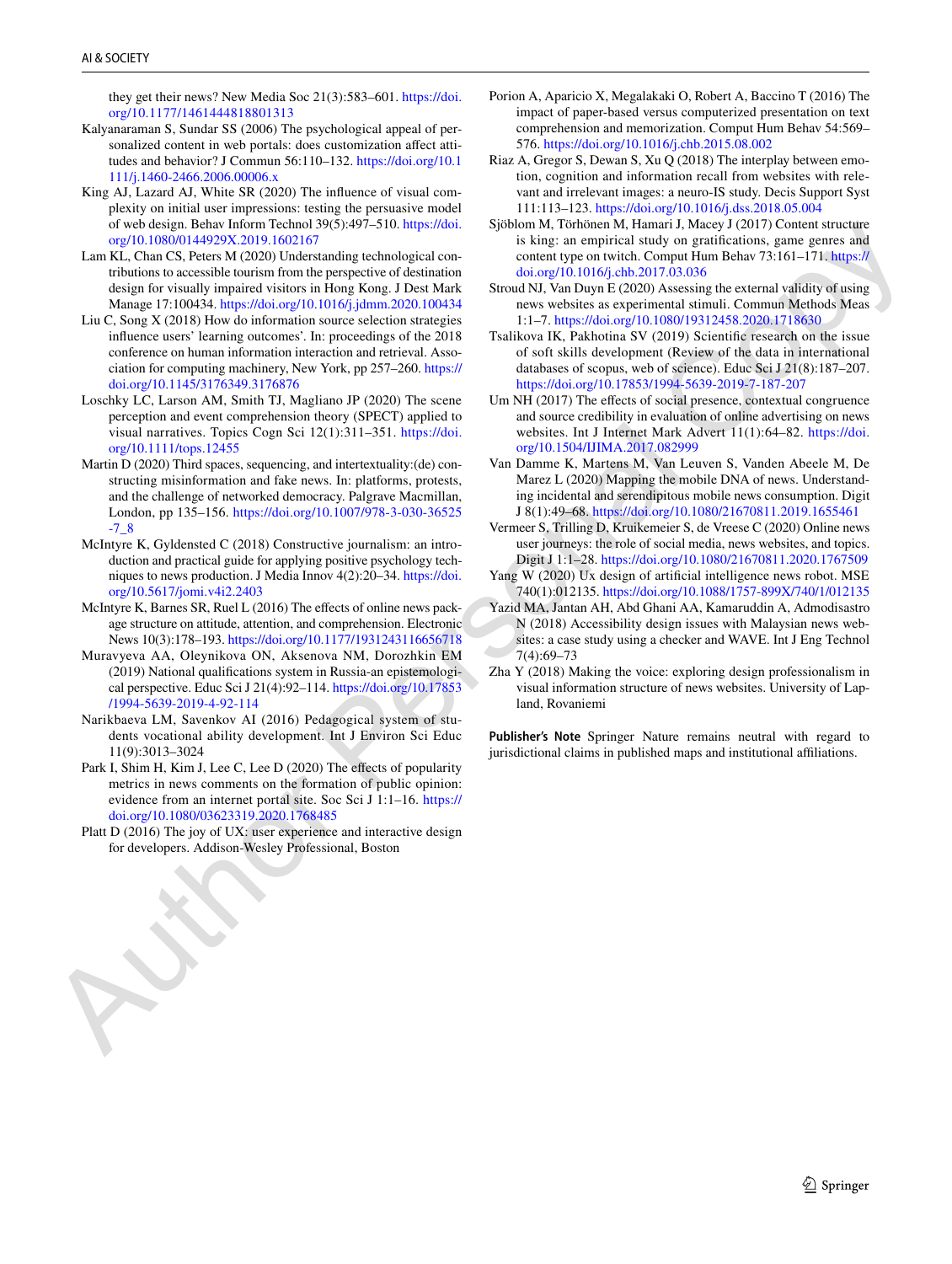they get their news? New Media Soc 21(3):583–601. https://doi.org/10.1177/1461444818801313

Kalyanaraman S, Sundar SS (2006) The psychological appeal of personalized content in web portals: does customization affect attitudes and behavior? J Commun 56:110–132. https://doi.org/10.1111/j.1460-2466.2006.00006.x

King AJ, Lazard AJ, White SR (2020) The influence of visual complexity on initial user impressions: testing the persuasive model of web design. Behav Inform Technol 39(5):497–510. https://doi.org/10.1080/0144929X.2019.1602167

Lam KL, Chan CS, Peters M (2020) Understanding technological contributions to accessible tourism from the perspective of destination design for visually impaired visitors in Hong Kong. J Dest Mark Manage 17:100434. https://doi.org/10.1016/j.jdmm.2020.100434

Liu C, Song X (2018) How do information source selection strategies influence users' learning outcomes'. In: proceedings of the 2018 conference on human information interaction and retrieval. Association for computing machinery, New York, pp 257–260. https://doi.org/10.1145/3176349.3176876

Loschky LC, Larson AM, Smith TJ, Magliano JP (2020) The scene perception and event comprehension theory (SPECT) applied to visual narratives. Topics Cogn Sci 12(1):311–351. https://doi.org/10.1111/tops.12455

Martin D (2020) Third spaces, sequencing, and intertextuality:(de) constructing misinformation and fake news. In: platforms, protests, and the challenge of networked democracy. Palgrave Macmillan, London, pp 135–156. https://doi.org/10.1007/978-3-030-36525-7_8

McIntyre K, Gyldensted C (2018) Constructive journalism: an introduction and practical guide for applying positive psychology techniques to news production. J Media Innov 4(2):20–34. https://doi.org/10.5617/jomi.v4i2.2403

McIntyre K, Barnes SR, Ruel L (2016) The effects of online news package structure on attitude, attention, and comprehension. Electronic News 10(3):178–193. https://doi.org/10.1177/1931243116656718

Muravyeva AA, Oleynikova ON, Aksenova NM, Dorozhkin EM (2019) National qualifications system in Russia-an epistemological perspective. Educ Sci J 21(4):92–114. https://doi.org/10.17853/1994-5639-2019-4-92-114

Narikbaeva LM, Savenkov AI (2016) Pedagogical system of students vocational ability development. Int J Environ Sci Educ 11(9):3013–3024

Park I, Shim H, Kim J, Lee C, Lee D (2020) The effects of popularity metrics in news comments on the formation of public opinion: evidence from an internet portal site. Soc Sci J 1:1–16. https://doi.org/10.1080/03623319.2020.1768485

Platt D (2016) The joy of UX: user experience and interactive design for developers. Addison-Wesley Professional, Boston

Porion A, Aparicio X, Megalakaki O, Robert A, Baccino T (2016) The impact of paper-based versus computerized presentation on text comprehension and memorization. Comput Hum Behav 54:569–576. https://doi.org/10.1016/j.chb.2015.08.002

Riaz A, Gregor S, Dewan S, Xu Q (2018) The interplay between emotion, cognition and information recall from websites with relevant and irrelevant images: a neuro-IS study. Decis Support Syst 111:113–123. https://doi.org/10.1016/j.dss.2018.05.004

Sjöblom M, Törhönen M, Hamari J, Macey J (2017) Content structure is king: an empirical study on gratifications, game genres and content type on twitch. Comput Hum Behav 73:161–171. https://doi.org/10.1016/j.chb.2017.03.036

Stroud NJ, Van Duyn E (2020) Assessing the external validity of using news websites as experimental stimuli. Commun Methods Meas 1:1–7. https://doi.org/10.1080/19312458.2020.1718630

Tsalikova IK, Pakhotina SV (2019) Scientific research on the issue of soft skills development (Review of the data in international databases of scopus, web of science). Educ Sci J 21(8):187–207. https://doi.org/10.17853/1994-5639-2019-7-187-207

Um NH (2017) The effects of social presence, contextual congruence and source credibility in evaluation of online advertising on news websites. Int J Internet Mark Advert 11(1):64–82. https://doi.org/10.1504/IJIMA.2017.082999

Van Damme K, Martens M, Van Leuven S, Vanden Abeele M, De Marez L (2020) Mapping the mobile DNA of news. Understanding incidental and serendipitous mobile news consumption. Digit J 8(1):49–68. https://doi.org/10.1080/21670811.2019.1655461

Vermeer S, Trilling D, Kruikemeier S, de Vreese C (2020) Online news user journeys: the role of social media, news websites, and topics. Digit J 1:1–28. https://doi.org/10.1080/21670811.2020.1767509

Yang W (2020) Ux design of artificial intelligence news robot. MSE 740(1):012135. https://doi.org/10.1088/1757-899X/740/1/012135

Yazid MA, Jantan AH, Abd Ghani AA, Kamaruddin A, Admodisastro N (2018) Accessibility design issues with Malaysian news websites: a case study using a checker and WAVE. Int J Eng Technol 7(4):69–73

Zha Y (2018) Making the voice: exploring design professionalism in visual information structure of news websites. University of Lapland, Rovaniemi

**Publisher's Note** Springer Nature remains neutral with regard to jurisdictional claims in published maps and institutional affiliations.